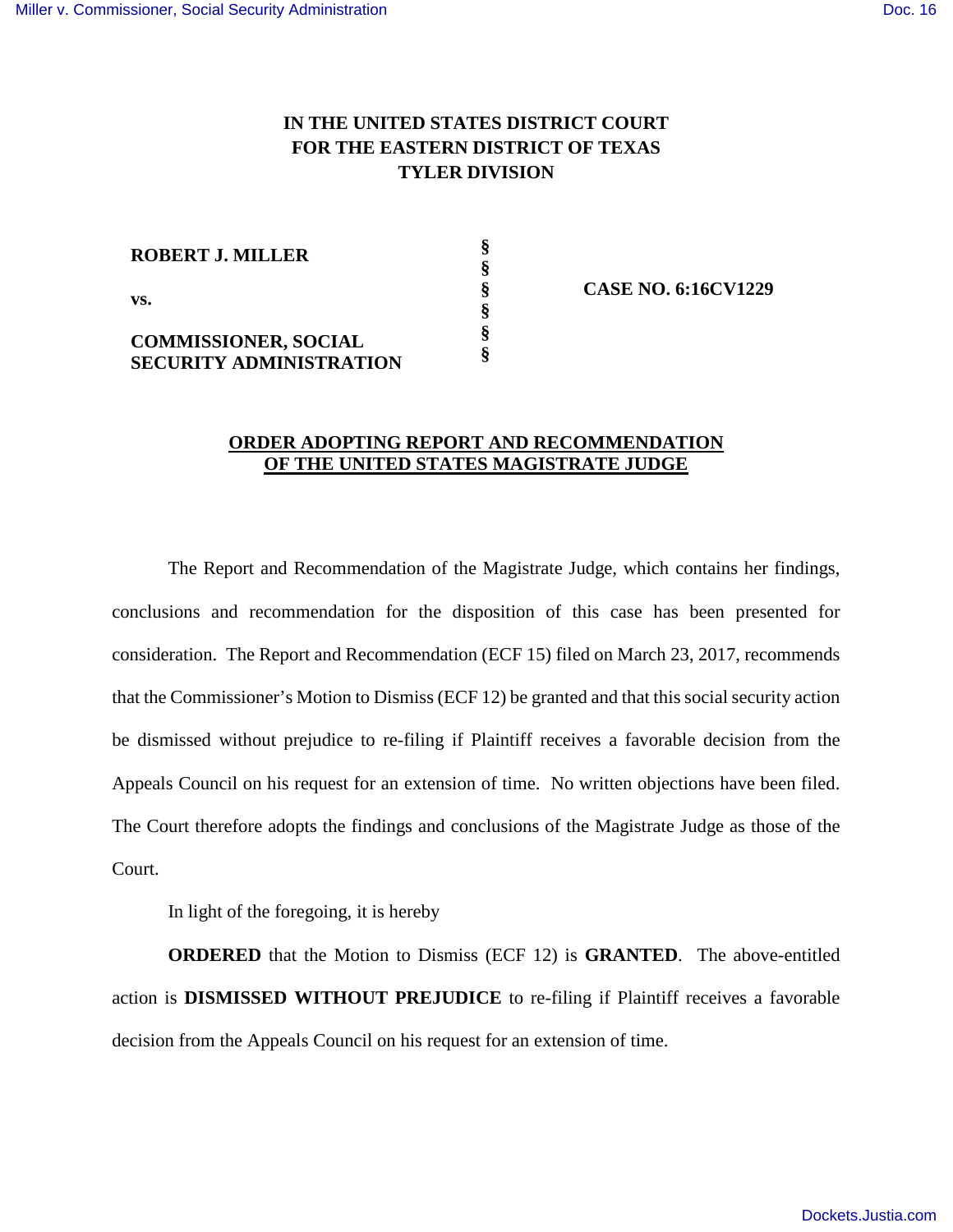**IN THE UNITED STATES DISTRICT COURT**
**FOR THE EASTERN DISTRICT OF TEXAS**
**TYLER DIVISION**

| | | |
|---|---|---|
| **ROBERT J. MILLER** | § | |
| | § | |
| **vs.** | § | **CASE NO. 6:16CV1229** |
| | § | |
| **COMMISSIONER, SOCIAL SECURITY ADMINISTRATION** | § | |
| | § | |

**ORDER ADOPTING REPORT AND RECOMMENDATION OF THE UNITED STATES MAGISTRATE JUDGE**

The Report and Recommendation of the Magistrate Judge, which contains her findings, conclusions and recommendation for the disposition of this case has been presented for consideration. The Report and Recommendation (ECF 15) filed on March 23, 2017, recommends that the Commissioner's Motion to Dismiss (ECF 12) be granted and that this social security action be dismissed without prejudice to re-filing if Plaintiff receives a favorable decision from the Appeals Council on his request for an extension of time. No written objections have been filed. The Court therefore adopts the findings and conclusions of the Magistrate Judge as those of the Court.

In light of the foregoing, it is hereby

**ORDERED** that the Motion to Dismiss (ECF 12) is **GRANTED**. The above-entitled action is **DISMISSED WITHOUT PREJUDICE** to re-filing if Plaintiff receives a favorable decision from the Appeals Council on his request for an extension of time.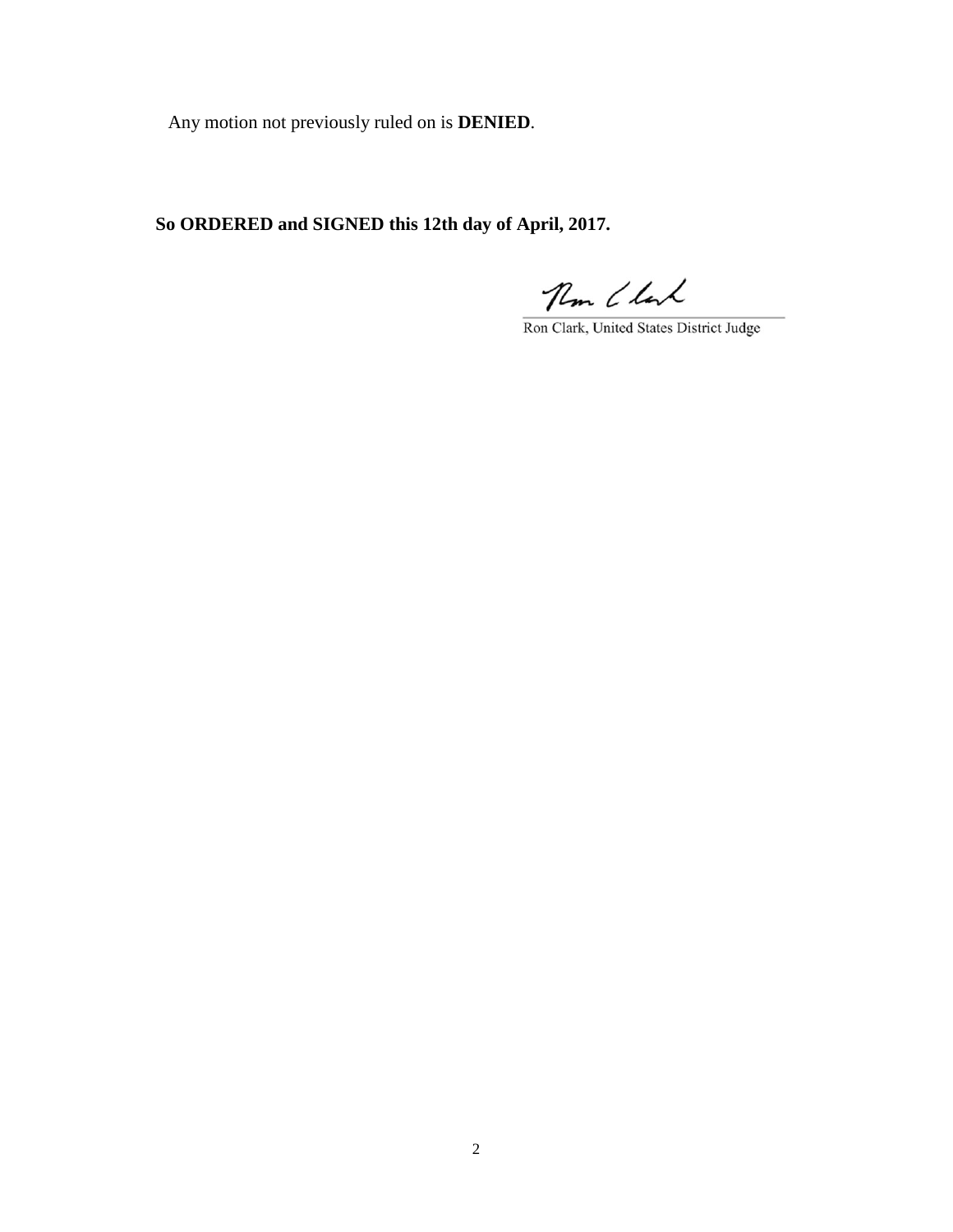Any motion not previously ruled on is **DENIED**.

**So ORDERED and SIGNED this 12th day of April, 2017.**

Ron Clark, United States District Judge